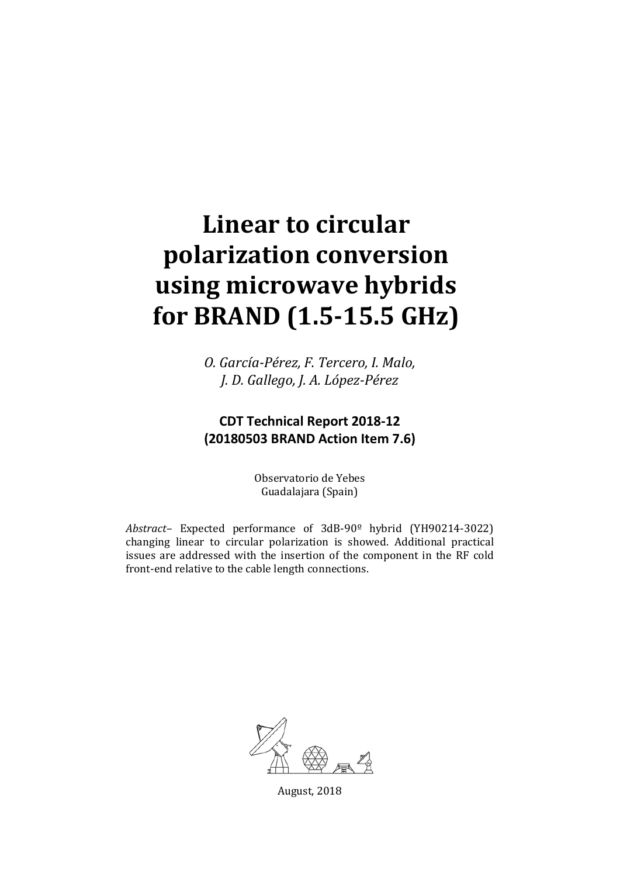# Linear to circular polarization conversion using microwave hybrids for BRAND (1.5-15.5 GHz)

*O. García-Pérez, F. Tercero, I. Malo, J. D. Gallego, J. A. López-Pérez*

**CDT Technical Report 2018-12**
**(20180503 BRAND Action Item 7.6)**

Observatorio de Yebes
Guadalajara (Spain)

*Abstract*– Expected performance of 3dB-90º hybrid (YH90214-3022) changing linear to circular polarization is showed. Additional practical issues are addressed with the insertion of the component in the RF cold front-end relative to the cable length connections.

August, 2018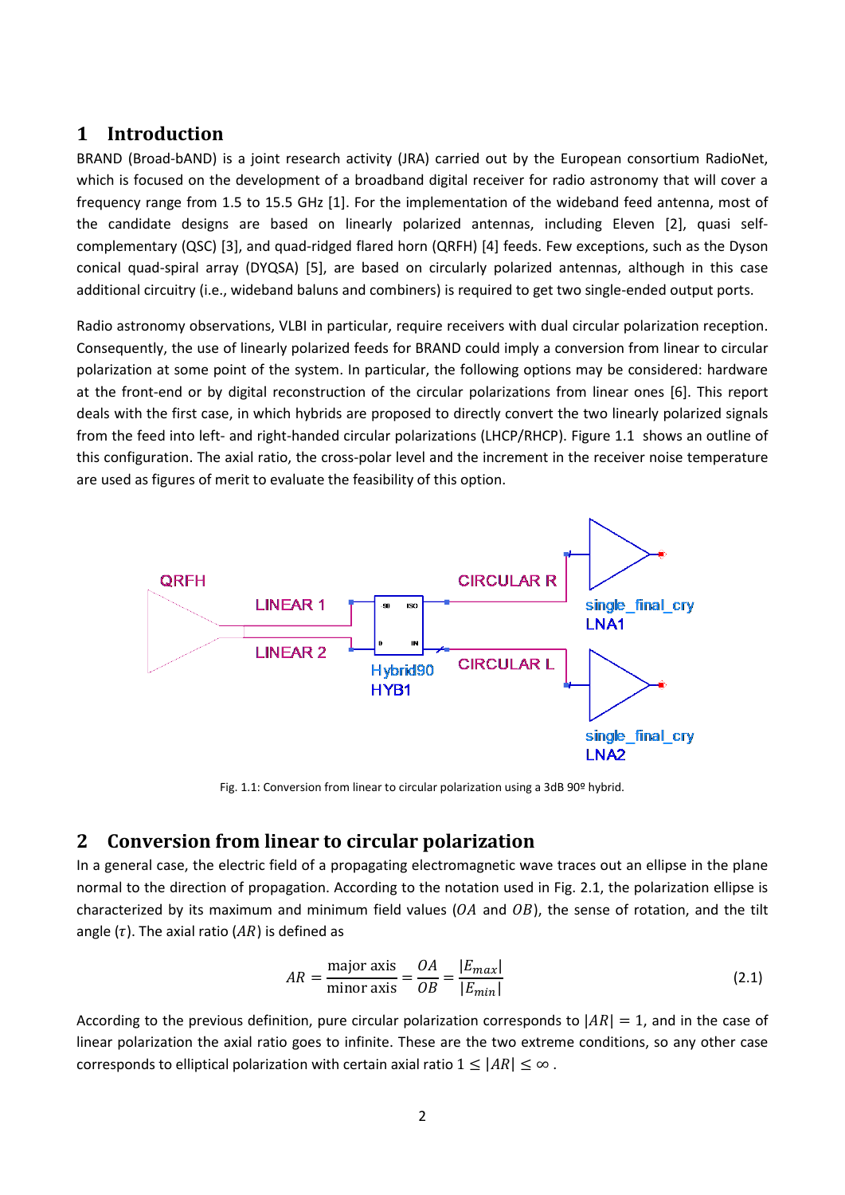# 1 Introduction

BRAND (Broad-bAND) is a joint research activity (JRA) carried out by the European consortium RadioNet, which is focused on the development of a broadband digital receiver for radio astronomy that will cover a frequency range from 1.5 to 15.5 GHz [1]. For the implementation of the wideband feed antenna, most of the candidate designs are based on linearly polarized antennas, including Eleven [2], quasi self-complementary (QSC) [3], and quad-ridged flared horn (QRFH) [4] feeds. Few exceptions, such as the Dyson conical quad-spiral array (DYQSA) [5], are based on circularly polarized antennas, although in this case additional circuitry (i.e., wideband baluns and combiners) is required to get two single-ended output ports.

Radio astronomy observations, VLBI in particular, require receivers with dual circular polarization reception. Consequently, the use of linearly polarized feeds for BRAND could imply a conversion from linear to circular polarization at some point of the system. In particular, the following options may be considered: hardware at the front-end or by digital reconstruction of the circular polarizations from linear ones [6]. This report deals with the first case, in which hybrids are proposed to directly convert the two linearly polarized signals from the feed into left- and right-handed circular polarizations (LHCP/RHCP). Figure 1.1 shows an outline of this configuration. The axial ratio, the cross-polar level and the increment in the receiver noise temperature are used as figures of merit to evaluate the feasibility of this option.

Fig. 1.1: Conversion from linear to circular polarization using a 3dB 90º hybrid.

# 2 Conversion from linear to circular polarization

In a general case, the electric field of a propagating electromagnetic wave traces out an ellipse in the plane normal to the direction of propagation. According to the notation used in Fig. 2.1, the polarization ellipse is characterized by its maximum and minimum field values ($OA$ and $OB$), the sense of rotation, and the tilt angle ($\tau$). The axial ratio ($AR$) is defined as

$$AR = \frac{\text{major axis}}{\text{minor axis}} = \frac{OA}{OB} = \frac{|E_{max}|}{|E_{min}|} \tag{2.1}$$

According to the previous definition, pure circular polarization corresponds to $|AR| = 1$, and in the case of linear polarization the axial ratio goes to infinite. These are the two extreme conditions, so any other case corresponds to elliptical polarization with certain axial ratio $1 \leq |AR| \leq \infty$ .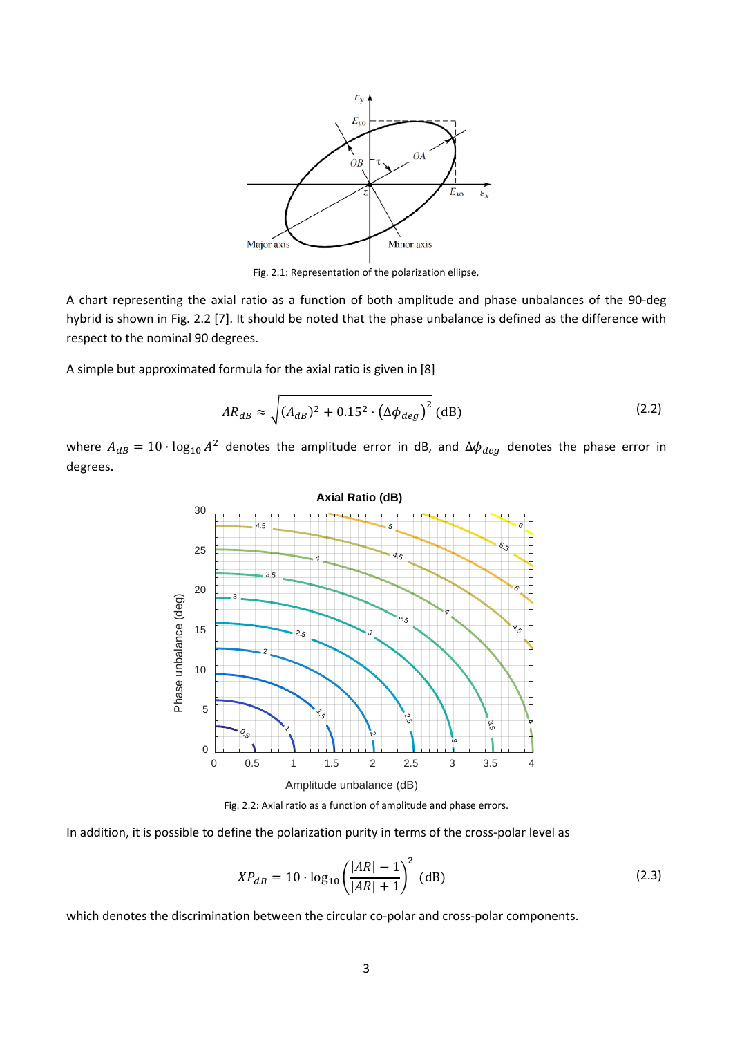Fig. 2.1: Representation of the polarization ellipse.

A chart representing the axial ratio as a function of both amplitude and phase unbalances of the 90-deg hybrid is shown in Fig. 2.2 [7]. It should be noted that the phase unbalance is defined as the difference with respect to the nominal 90 degrees.

A simple but approximated formula for the axial ratio is given in [8]

$$AR_{dB} \approx \sqrt{(A_{dB})^2 + 0.15^2 \cdot \left(\Delta\phi_{deg}\right)^2} \text{ (dB)} \tag{2.2}$$

where $A_{dB} = 10 \cdot \log_{10} A^2$ denotes the amplitude error in dB, and $\Delta\phi_{deg}$ denotes the phase error in degrees.

Fig. 2.2: Axial ratio as a function of amplitude and phase errors.

In addition, it is possible to define the polarization purity in terms of the cross-polar level as

$$XP_{dB} = 10 \cdot \log_{10}\left(\frac{|AR| - 1}{|AR| + 1}\right)^2 \text{ (dB)} \tag{2.3}$$

which denotes the discrimination between the circular co-polar and cross-polar components.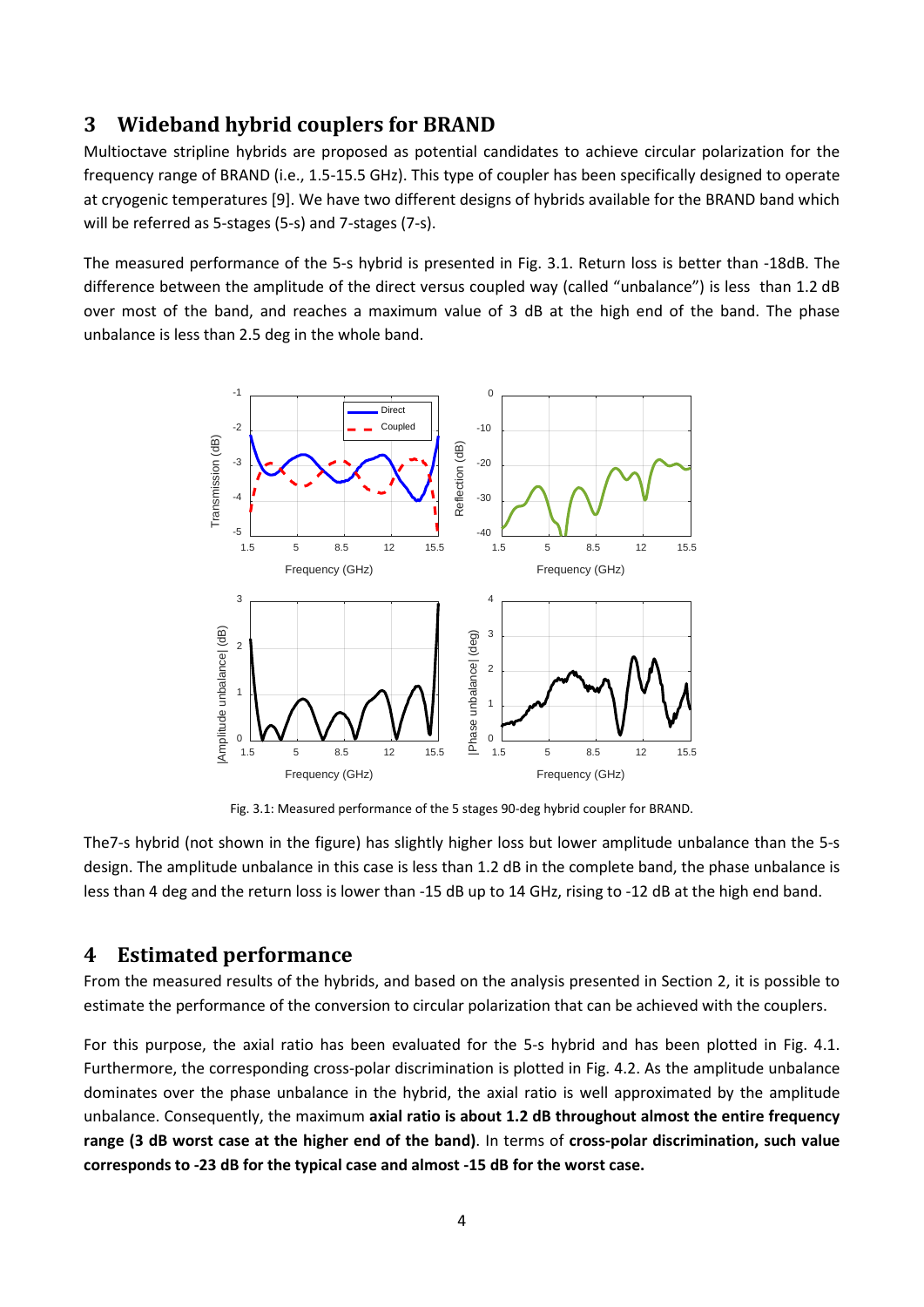## 3 Wideband hybrid couplers for BRAND

Multioctave stripline hybrids are proposed as potential candidates to achieve circular polarization for the frequency range of BRAND (i.e., 1.5-15.5 GHz). This type of coupler has been specifically designed to operate at cryogenic temperatures [9]. We have two different designs of hybrids available for the BRAND band which will be referred as 5-stages (5-s) and 7-stages (7-s).

The measured performance of the 5-s hybrid is presented in Fig. 3.1. Return loss is better than -18dB. The difference between the amplitude of the direct versus coupled way (called "unbalance") is less than 1.2 dB over most of the band, and reaches a maximum value of 3 dB at the high end of the band. The phase unbalance is less than 2.5 deg in the whole band.

Fig. 3.1: Measured performance of the 5 stages 90-deg hybrid coupler for BRAND.

The7-s hybrid (not shown in the figure) has slightly higher loss but lower amplitude unbalance than the 5-s design. The amplitude unbalance in this case is less than 1.2 dB in the complete band, the phase unbalance is less than 4 deg and the return loss is lower than -15 dB up to 14 GHz, rising to -12 dB at the high end band.

## 4 Estimated performance

From the measured results of the hybrids, and based on the analysis presented in Section 2, it is possible to estimate the performance of the conversion to circular polarization that can be achieved with the couplers.

For this purpose, the axial ratio has been evaluated for the 5-s hybrid and has been plotted in Fig. 4.1. Furthermore, the corresponding cross-polar discrimination is plotted in Fig. 4.2. As the amplitude unbalance dominates over the phase unbalance in the hybrid, the axial ratio is well approximated by the amplitude unbalance. Consequently, the maximum **axial ratio is about 1.2 dB throughout almost the entire frequency range (3 dB worst case at the higher end of the band)**. In terms of **cross-polar discrimination, such value corresponds to -23 dB for the typical case and almost -15 dB for the worst case.**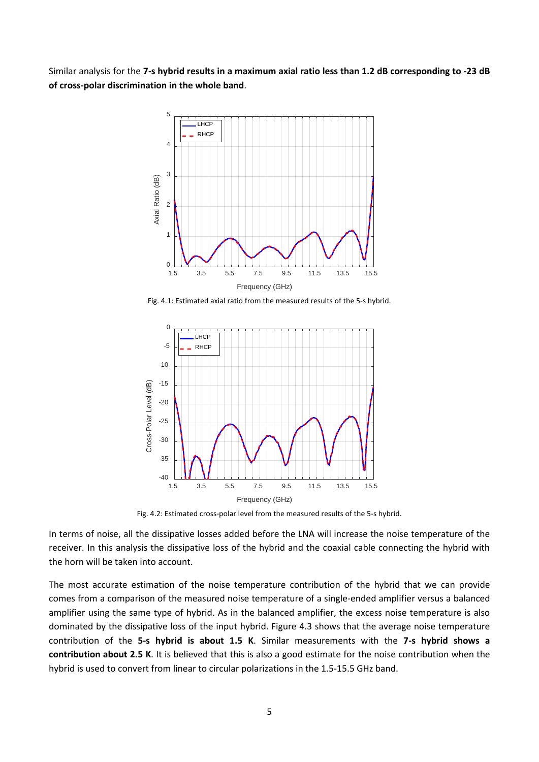Similar analysis for the **7-s hybrid results in a maximum axial ratio less than 1.2 dB corresponding to -23 dB of cross-polar discrimination in the whole band**.

Fig. 4.1: Estimated axial ratio from the measured results of the 5-s hybrid.

Fig. 4.2: Estimated cross-polar level from the measured results of the 5-s hybrid.

In terms of noise, all the dissipative losses added before the LNA will increase the noise temperature of the receiver. In this analysis the dissipative loss of the hybrid and the coaxial cable connecting the hybrid with the horn will be taken into account.

The most accurate estimation of the noise temperature contribution of the hybrid that we can provide comes from a comparison of the measured noise temperature of a single-ended amplifier versus a balanced amplifier using the same type of hybrid. As in the balanced amplifier, the excess noise temperature is also dominated by the dissipative loss of the input hybrid. Figure 4.3 shows that the average noise temperature contribution of the **5-s hybrid is about 1.5 K**. Similar measurements with the **7-s hybrid shows a contribution about 2.5 K**. It is believed that this is also a good estimate for the noise contribution when the hybrid is used to convert from linear to circular polarizations in the 1.5-15.5 GHz band.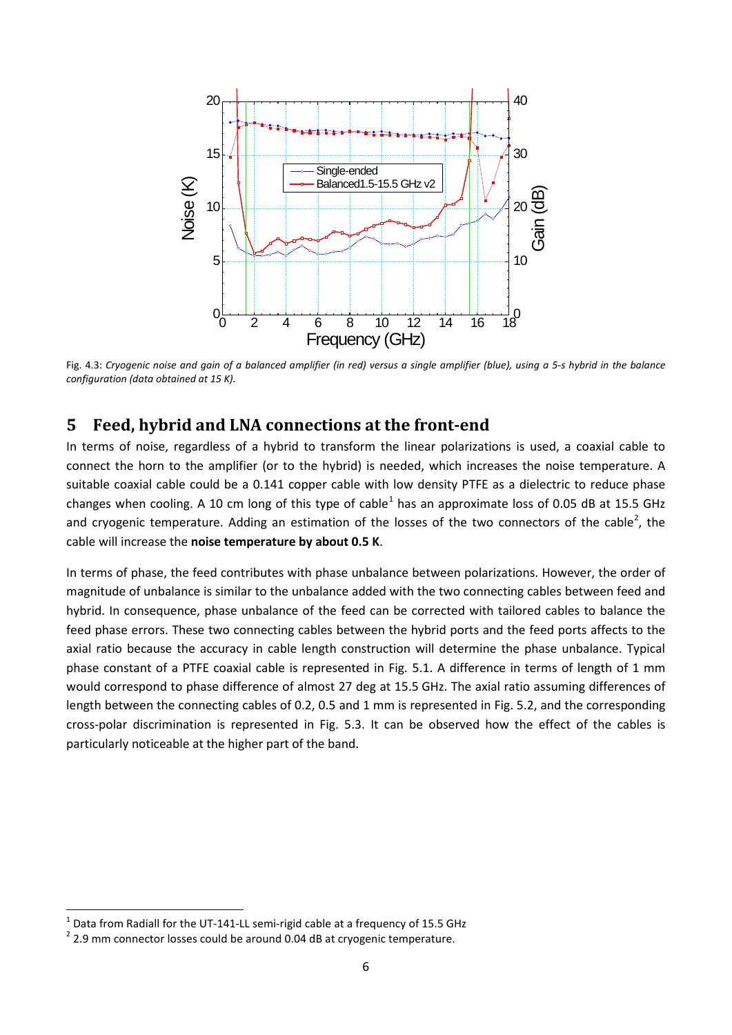Fig. 4.3: *Cryogenic noise and gain of a balanced amplifier (in red) versus a single amplifier (blue), using a 5-s hybrid in the balance configuration (data obtained at 15 K).*

## 5 Feed, hybrid and LNA connections at the front-end

In terms of noise, regardless of a hybrid to transform the linear polarizations is used, a coaxial cable to connect the horn to the amplifier (or to the hybrid) is needed, which increases the noise temperature. A suitable coaxial cable could be a 0.141 copper cable with low density PTFE as a dielectric to reduce phase changes when cooling. A 10 cm long of this type of cable[1] has an approximate loss of 0.05 dB at 15.5 GHz and cryogenic temperature. Adding an estimation of the losses of the two connectors of the cable[2], the cable will increase the **noise temperature by about 0.5 K**.

In terms of phase, the feed contributes with phase unbalance between polarizations. However, the order of magnitude of unbalance is similar to the unbalance added with the two connecting cables between feed and hybrid. In consequence, phase unbalance of the feed can be corrected with tailored cables to balance the feed phase errors. These two connecting cables between the hybrid ports and the feed ports affects to the axial ratio because the accuracy in cable length construction will determine the phase unbalance. Typical phase constant of a PTFE coaxial cable is represented in Fig. 5.1. A difference in terms of length of 1 mm would correspond to phase difference of almost 27 deg at 15.5 GHz. The axial ratio assuming differences of length between the connecting cables of 0.2, 0.5 and 1 mm is represented in Fig. 5.2, and the corresponding cross-polar discrimination is represented in Fig. 5.3. It can be observed how the effect of the cables is particularly noticeable at the higher part of the band.

[1] Data from Radiall for the UT-141-LL semi-rigid cable at a frequency of 15.5 GHz

[2] 2.9 mm connector losses could be around 0.04 dB at cryogenic temperature.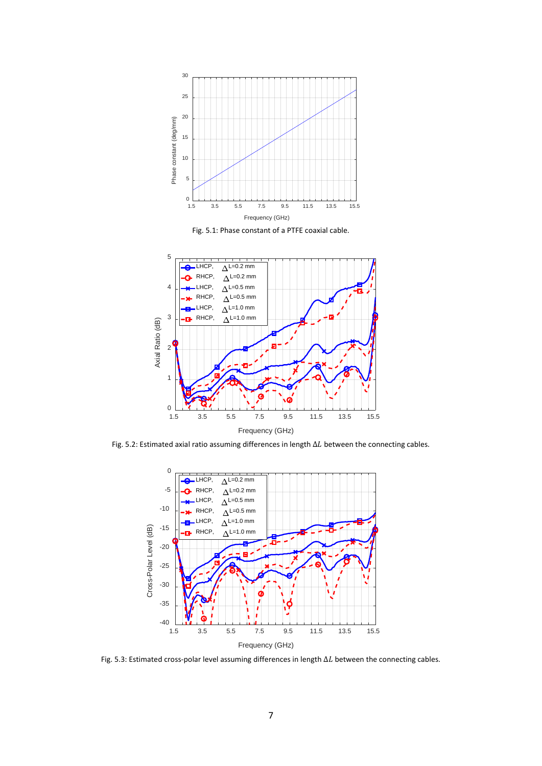Fig. 5.1: Phase constant of a PTFE coaxial cable.

Fig. 5.2: Estimated axial ratio assuming differences in length $\Delta L$ between the connecting cables.

Fig. 5.3: Estimated cross-polar level assuming differences in length $\Delta L$ between the connecting cables.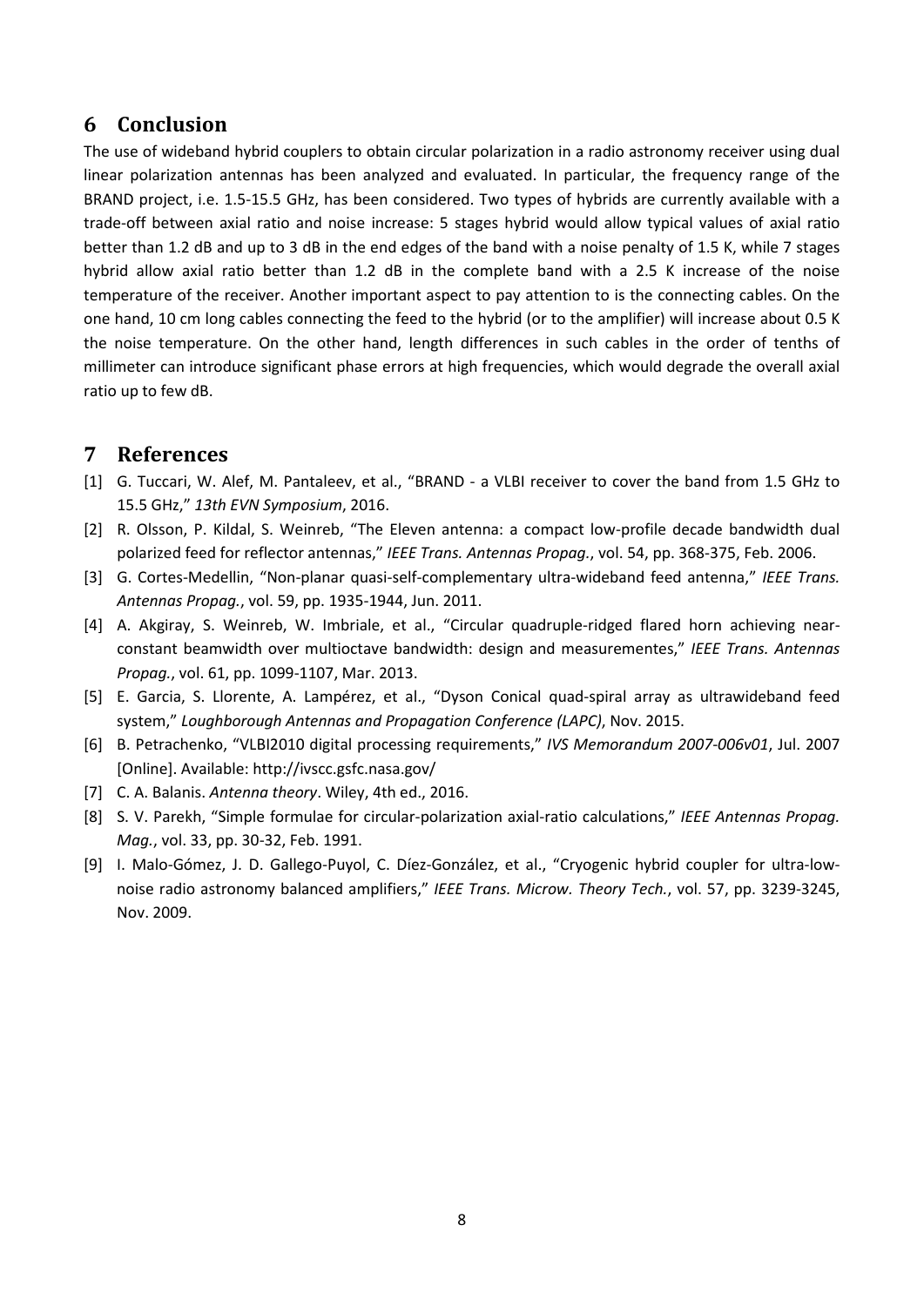## 6 Conclusion

The use of wideband hybrid couplers to obtain circular polarization in a radio astronomy receiver using dual linear polarization antennas has been analyzed and evaluated. In particular, the frequency range of the BRAND project, i.e. 1.5-15.5 GHz, has been considered. Two types of hybrids are currently available with a trade-off between axial ratio and noise increase: 5 stages hybrid would allow typical values of axial ratio better than 1.2 dB and up to 3 dB in the end edges of the band with a noise penalty of 1.5 K, while 7 stages hybrid allow axial ratio better than 1.2 dB in the complete band with a 2.5 K increase of the noise temperature of the receiver. Another important aspect to pay attention to is the connecting cables. On the one hand, 10 cm long cables connecting the feed to the hybrid (or to the amplifier) will increase about 0.5 K the noise temperature. On the other hand, length differences in such cables in the order of tenths of millimeter can introduce significant phase errors at high frequencies, which would degrade the overall axial ratio up to few dB.

## 7 References

[1] G. Tuccari, W. Alef, M. Pantaleev, et al., "BRAND - a VLBI receiver to cover the band from 1.5 GHz to 15.5 GHz," *13th EVN Symposium*, 2016.

[2] R. Olsson, P. Kildal, S. Weinreb, "The Eleven antenna: a compact low-profile decade bandwidth dual polarized feed for reflector antennas," *IEEE Trans. Antennas Propag.*, vol. 54, pp. 368-375, Feb. 2006.

[3] G. Cortes-Medellin, "Non-planar quasi-self-complementary ultra-wideband feed antenna," *IEEE Trans. Antennas Propag.*, vol. 59, pp. 1935-1944, Jun. 2011.

[4] A. Akgiray, S. Weinreb, W. Imbriale, et al., "Circular quadruple-ridged flared horn achieving near-constant beamwidth over multioctave bandwidth: design and measurementes," *IEEE Trans. Antennas Propag.*, vol. 61, pp. 1099-1107, Mar. 2013.

[5] E. Garcia, S. Llorente, A. Lampérez, et al., "Dyson Conical quad-spiral array as ultrawideband feed system," *Loughborough Antennas and Propagation Conference (LAPC)*, Nov. 2015.

[6] B. Petrachenko, "VLBI2010 digital processing requirements," *IVS Memorandum 2007-006v01*, Jul. 2007 [Online]. Available: http://ivscc.gsfc.nasa.gov/

[7] C. A. Balanis. *Antenna theory*. Wiley, 4th ed., 2016.

[8] S. V. Parekh, "Simple formulae for circular-polarization axial-ratio calculations," *IEEE Antennas Propag. Mag.*, vol. 33, pp. 30-32, Feb. 1991.

[9] I. Malo-Gómez, J. D. Gallego-Puyol, C. Díez-González, et al., "Cryogenic hybrid coupler for ultra-low-noise radio astronomy balanced amplifiers," *IEEE Trans. Microw. Theory Tech.*, vol. 57, pp. 3239-3245, Nov. 2009.